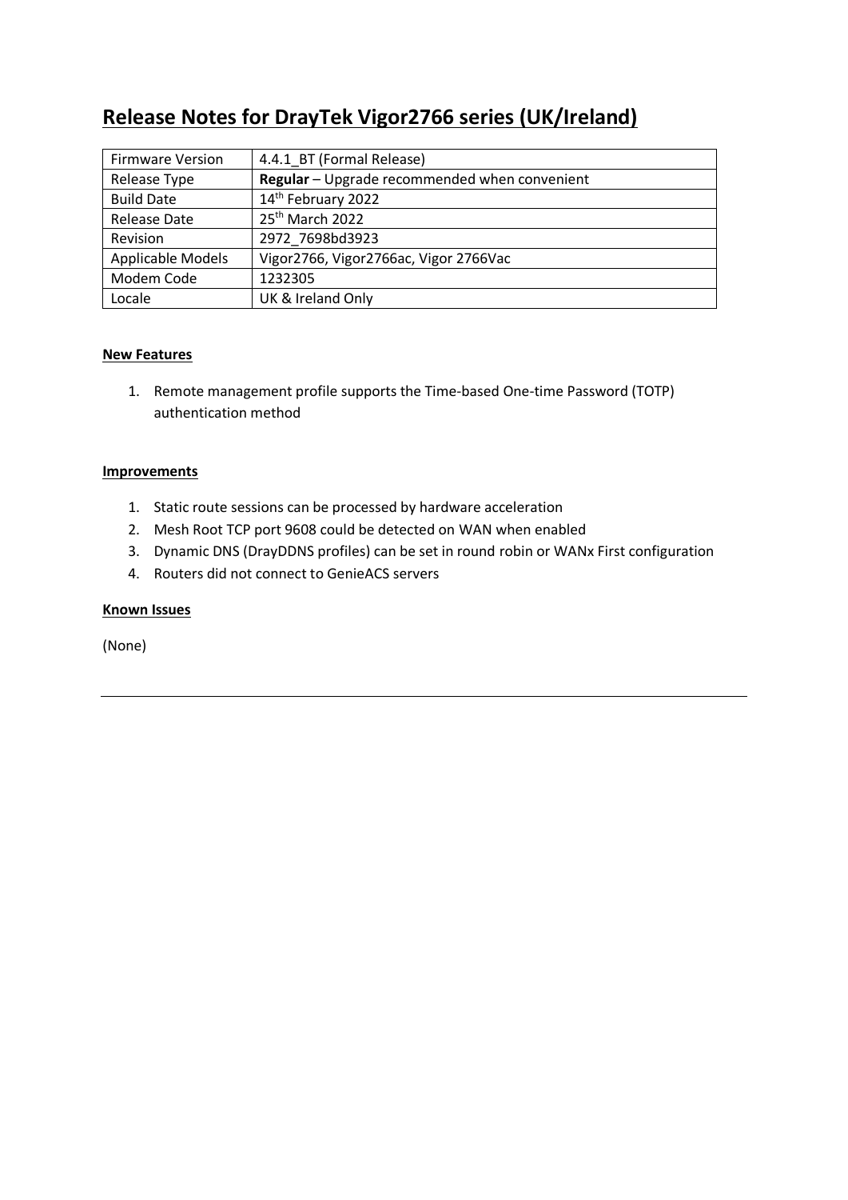# Release Notes for DrayTek Vigor2766 series (UK/Ireland)

| Firmware Version | 4.4.1_BT (Formal Release) |
|---|---|
| Release Type | **Regular** – Upgrade recommended when convenient |
| Build Date | 14th February 2022 |
| Release Date | 25th March 2022 |
| Revision | 2972_7698bd3923 |
| Applicable Models | Vigor2766, Vigor2766ac, Vigor 2766Vac |
| Modem Code | 1232305 |
| Locale | UK & Ireland Only |

**New Features**

1. Remote management profile supports the Time-based One-time Password (TOTP) authentication method

**Improvements**

1. Static route sessions can be processed by hardware acceleration
2. Mesh Root TCP port 9608 could be detected on WAN when enabled
3. Dynamic DNS (DrayDDNS profiles) can be set in round robin or WANx First configuration
4. Routers did not connect to GenieACS servers

**Known Issues**

(None)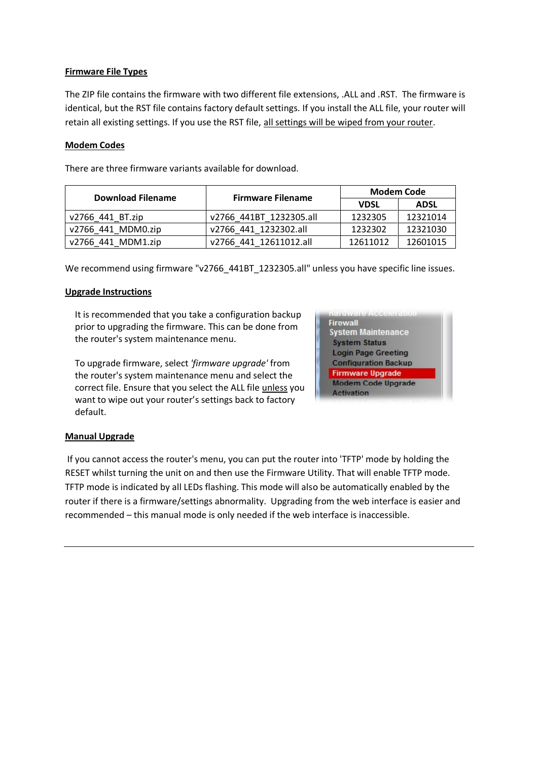**Firmware File Types**

The ZIP file contains the firmware with two different file extensions, .ALL and .RST. The firmware is identical, but the RST file contains factory default settings. If you install the ALL file, your router will retain all existing settings. If you use the RST file, all settings will be wiped from your router.

**Modem Codes**

There are three firmware variants available for download.

| Download Filename | Firmware Filename | Modem Code | |
|---|---|---|---|
| | | VDSL | ADSL |
| v2766_441_BT.zip | v2766_441BT_1232305.all | 1232305 | 12321014 |
| v2766_441_MDM0.zip | v2766_441_1232302.all | 1232302 | 12321030 |
| v2766_441_MDM1.zip | v2766_441_12611012.all | 12611012 | 12601015 |

We recommend using firmware "v2766_441BT_1232305.all" unless you have specific line issues.

**Upgrade Instructions**

It is recommended that you take a configuration backup prior to upgrading the firmware. This can be done from the router's system maintenance menu.

To upgrade firmware, select *'firmware upgrade'* from the router's system maintenance menu and select the correct file. Ensure that you select the ALL file unless you want to wipe out your router's settings back to factory default.

**Manual Upgrade**

If you cannot access the router's menu, you can put the router into 'TFTP' mode by holding the RESET whilst turning the unit on and then use the Firmware Utility. That will enable TFTP mode. TFTP mode is indicated by all LEDs flashing. This mode will also be automatically enabled by the router if there is a firmware/settings abnormality. Upgrading from the web interface is easier and recommended – this manual mode is only needed if the web interface is inaccessible.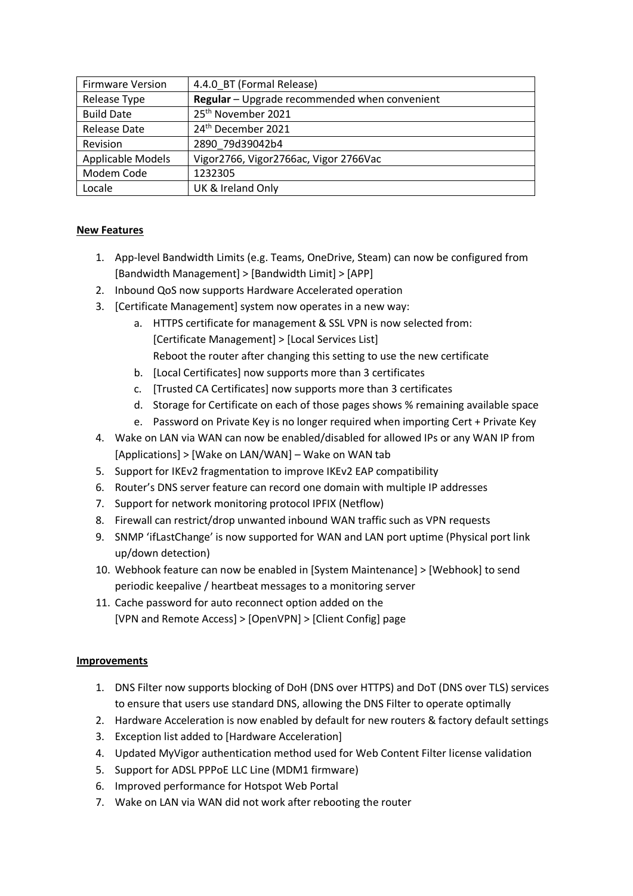| Firmware Version | 4.4.0_BT (Formal Release) |
|---|---|
| Release Type | **Regular** – Upgrade recommended when convenient |
| Build Date | 25th November 2021 |
| Release Date | 24th December 2021 |
| Revision | 2890_79d39042b4 |
| Applicable Models | Vigor2766, Vigor2766ac, Vigor 2766Vac |
| Modem Code | 1232305 |
| Locale | UK & Ireland Only |

**New Features**

1. App-level Bandwidth Limits (e.g. Teams, OneDrive, Steam) can now be configured from [Bandwidth Management] > [Bandwidth Limit] > [APP]
2. Inbound QoS now supports Hardware Accelerated operation
3. [Certificate Management] system now operates in a new way:
    a. HTTPS certificate for management & SSL VPN is now selected from: [Certificate Management] > [Local Services List] Reboot the router after changing this setting to use the new certificate
    b. [Local Certificates] now supports more than 3 certificates
    c. [Trusted CA Certificates] now supports more than 3 certificates
    d. Storage for Certificate on each of those pages shows % remaining available space
    e. Password on Private Key is no longer required when importing Cert + Private Key
4. Wake on LAN via WAN can now be enabled/disabled for allowed IPs or any WAN IP from [Applications] > [Wake on LAN/WAN] – Wake on WAN tab
5. Support for IKEv2 fragmentation to improve IKEv2 EAP compatibility
6. Router's DNS server feature can record one domain with multiple IP addresses
7. Support for network monitoring protocol IPFIX (Netflow)
8. Firewall can restrict/drop unwanted inbound WAN traffic such as VPN requests
9. SNMP 'ifLastChange' is now supported for WAN and LAN port uptime (Physical port link up/down detection)
10. Webhook feature can now be enabled in [System Maintenance] > [Webhook] to send periodic keepalive / heartbeat messages to a monitoring server
11. Cache password for auto reconnect option added on the [VPN and Remote Access] > [OpenVPN] > [Client Config] page

**Improvements**

1. DNS Filter now supports blocking of DoH (DNS over HTTPS) and DoT (DNS over TLS) services to ensure that users use standard DNS, allowing the DNS Filter to operate optimally
2. Hardware Acceleration is now enabled by default for new routers & factory default settings
3. Exception list added to [Hardware Acceleration]
4. Updated MyVigor authentication method used for Web Content Filter license validation
5. Support for ADSL PPPoE LLC Line (MDM1 firmware)
6. Improved performance for Hotspot Web Portal
7. Wake on LAN via WAN did not work after rebooting the router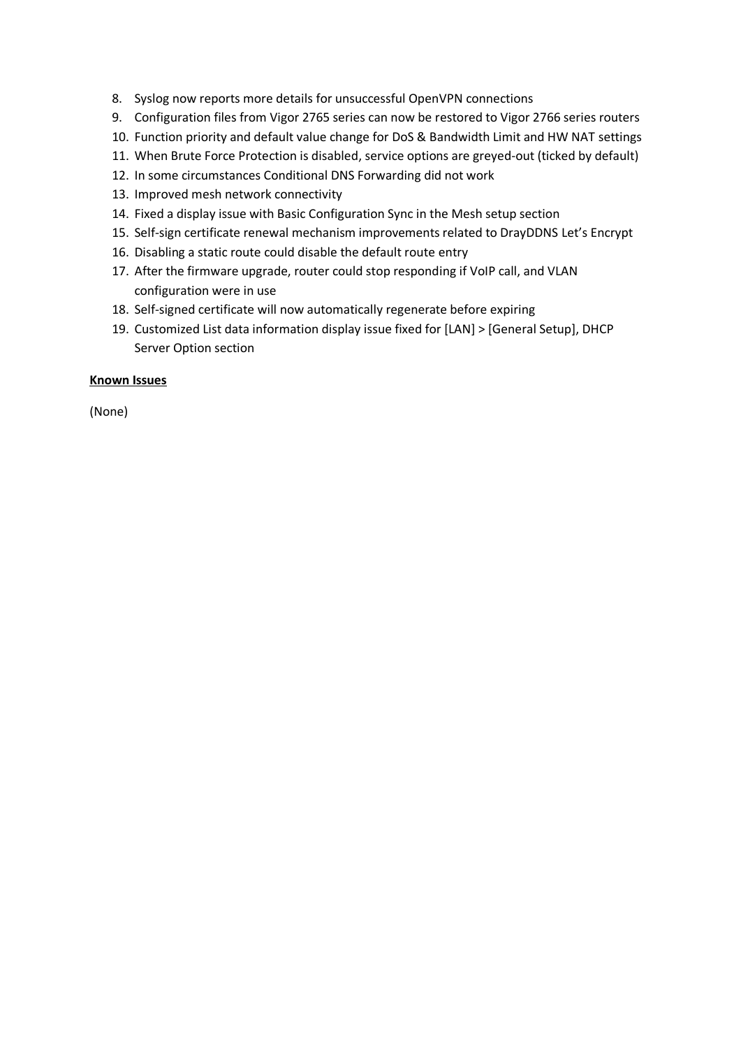8. Syslog now reports more details for unsuccessful OpenVPN connections
9. Configuration files from Vigor 2765 series can now be restored to Vigor 2766 series routers
10. Function priority and default value change for DoS & Bandwidth Limit and HW NAT settings
11. When Brute Force Protection is disabled, service options are greyed-out (ticked by default)
12. In some circumstances Conditional DNS Forwarding did not work
13. Improved mesh network connectivity
14. Fixed a display issue with Basic Configuration Sync in the Mesh setup section
15. Self-sign certificate renewal mechanism improvements related to DrayDDNS Let's Encrypt
16. Disabling a static route could disable the default route entry
17. After the firmware upgrade, router could stop responding if VoIP call, and VLAN configuration were in use
18. Self-signed certificate will now automatically regenerate before expiring
19. Customized List data information display issue fixed for [LAN] > [General Setup], DHCP Server Option section

**Known Issues**

(None)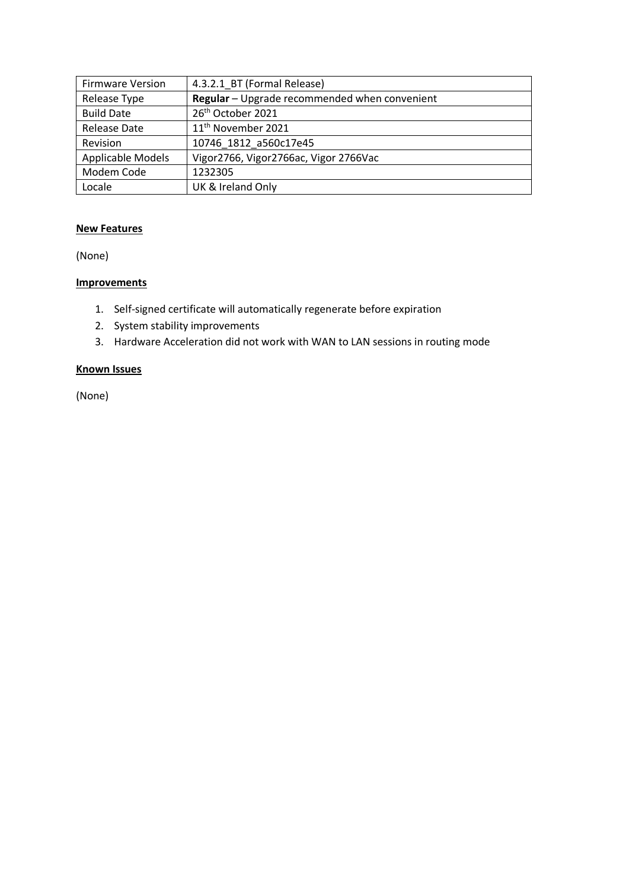| Firmware Version | 4.3.2.1_BT (Formal Release) |
| --- | --- |
| Release Type | **Regular** – Upgrade recommended when convenient |
| Build Date | 26th October 2021 |
| Release Date | 11th November 2021 |
| Revision | 10746_1812_a560c17e45 |
| Applicable Models | Vigor2766, Vigor2766ac, Vigor 2766Vac |
| Modem Code | 1232305 |
| Locale | UK & Ireland Only |

**New Features**

(None)

**Improvements**

1. Self-signed certificate will automatically regenerate before expiration
2. System stability improvements
3. Hardware Acceleration did not work with WAN to LAN sessions in routing mode

**Known Issues**

(None)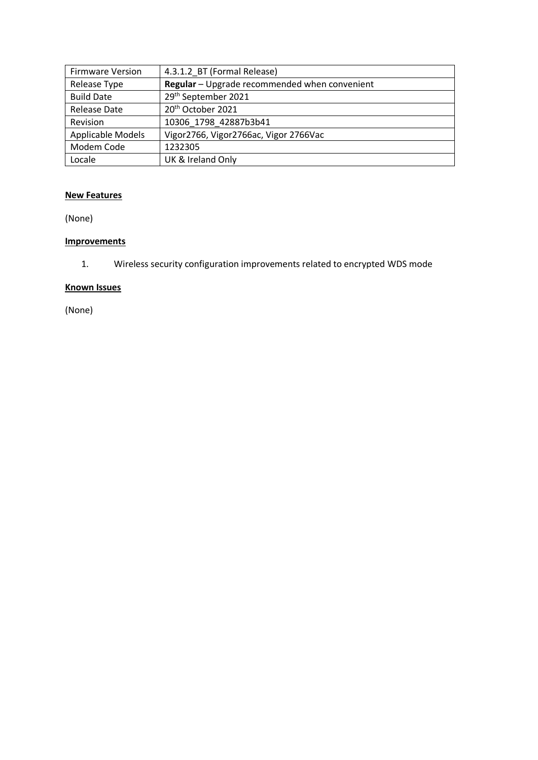| Firmware Version | 4.3.1.2_BT (Formal Release) |
|---|---|
| Release Type | **Regular** – Upgrade recommended when convenient |
| Build Date | 29th September 2021 |
| Release Date | 20th October 2021 |
| Revision | 10306_1798_42887b3b41 |
| Applicable Models | Vigor2766, Vigor2766ac, Vigor 2766Vac |
| Modem Code | 1232305 |
| Locale | UK & Ireland Only |

**New Features**

(None)

**Improvements**

1. Wireless security configuration improvements related to encrypted WDS mode

**Known Issues**

(None)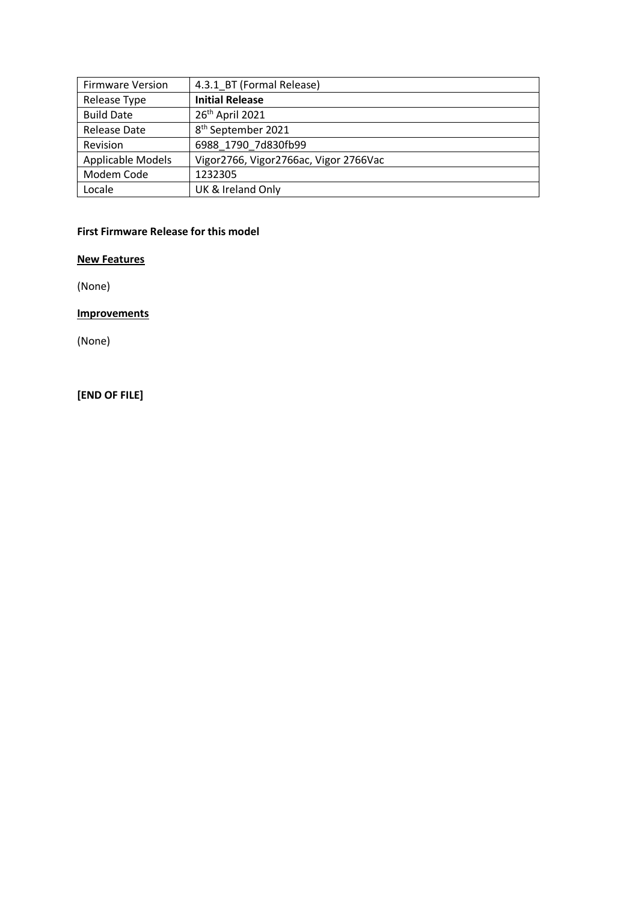| | |
|---|---|
| Firmware Version | 4.3.1_BT (Formal Release) |
| Release Type | **Initial Release** |
| Build Date | 26th April 2021 |
| Release Date | 8th September 2021 |
| Revision | 6988_1790_7d830fb99 |
| Applicable Models | Vigor2766, Vigor2766ac, Vigor 2766Vac |
| Modem Code | 1232305 |
| Locale | UK & Ireland Only |

**First Firmware Release for this model**

**New Features**

(None)

**Improvements**

(None)

**[END OF FILE]**